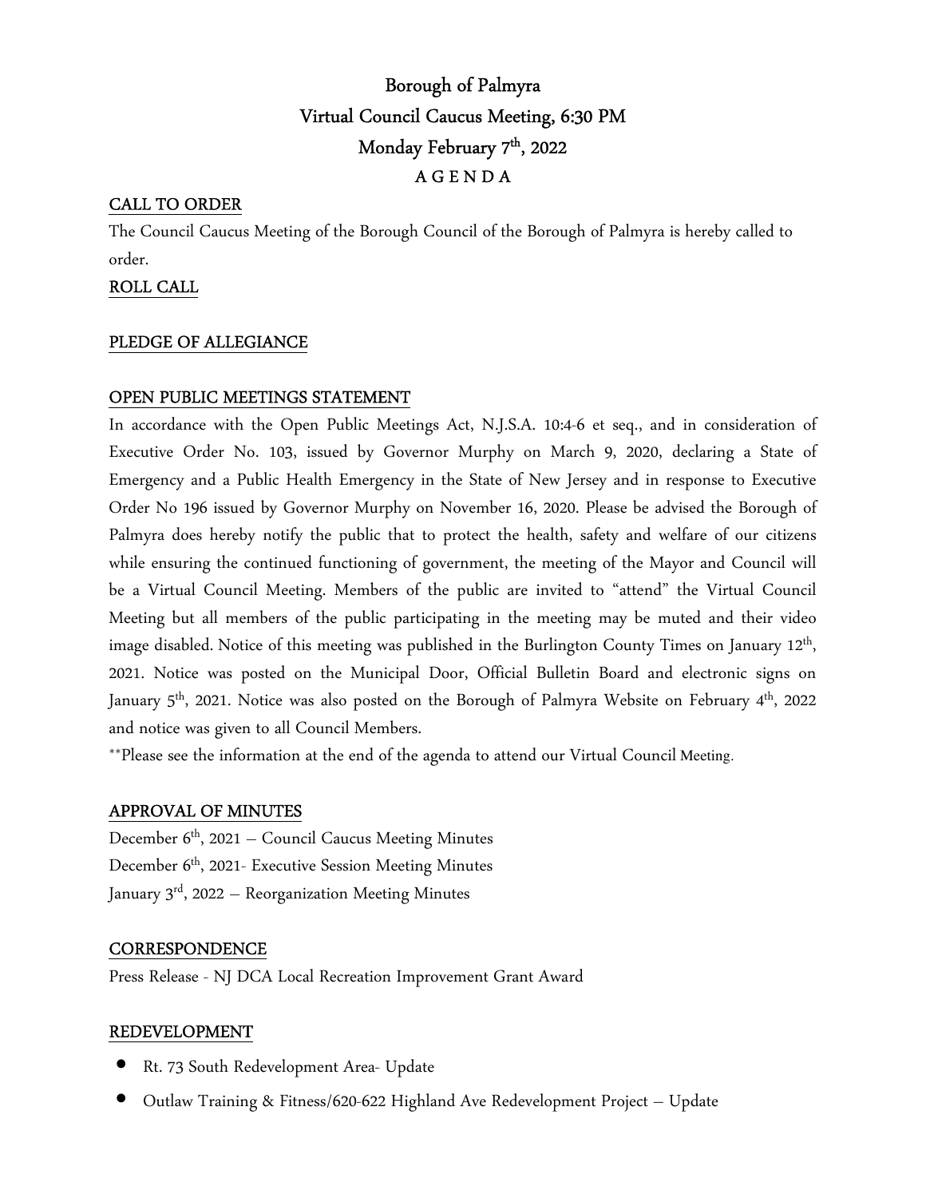# Borough of Palmyra
## Virtual Council Caucus Meeting, 6:30 PM
## Monday February 7th, 2022
## A G E N D A

### CALL TO ORDER

The Council Caucus Meeting of the Borough Council of the Borough of Palmyra is hereby called to order.

### ROLL CALL

### PLEDGE OF ALLEGIANCE

### OPEN PUBLIC MEETINGS STATEMENT

In accordance with the Open Public Meetings Act, N.J.S.A. 10:4-6 et seq., and in consideration of Executive Order No. 103, issued by Governor Murphy on March 9, 2020, declaring a State of Emergency and a Public Health Emergency in the State of New Jersey and in response to Executive Order No 196 issued by Governor Murphy on November 16, 2020. Please be advised the Borough of Palmyra does hereby notify the public that to protect the health, safety and welfare of our citizens while ensuring the continued functioning of government, the meeting of the Mayor and Council will be a Virtual Council Meeting. Members of the public are invited to "attend" the Virtual Council Meeting but all members of the public participating in the meeting may be muted and their video image disabled. Notice of this meeting was published in the Burlington County Times on January 12th, 2021. Notice was posted on the Municipal Door, Official Bulletin Board and electronic signs on January 5th, 2021. Notice was also posted on the Borough of Palmyra Website on February 4th, 2022 and notice was given to all Council Members.

**Please see the information at the end of the agenda to attend our Virtual Council Meeting.

### APPROVAL OF MINUTES

December 6th, 2021 – Council Caucus Meeting Minutes
December 6th, 2021- Executive Session Meeting Minutes
January 3rd, 2022 – Reorganization Meeting Minutes

### CORRESPONDENCE

Press Release - NJ DCA Local Recreation Improvement Grant Award

### REDEVELOPMENT

- Rt. 73 South Redevelopment Area- Update
- Outlaw Training & Fitness/620-622 Highland Ave Redevelopment Project – Update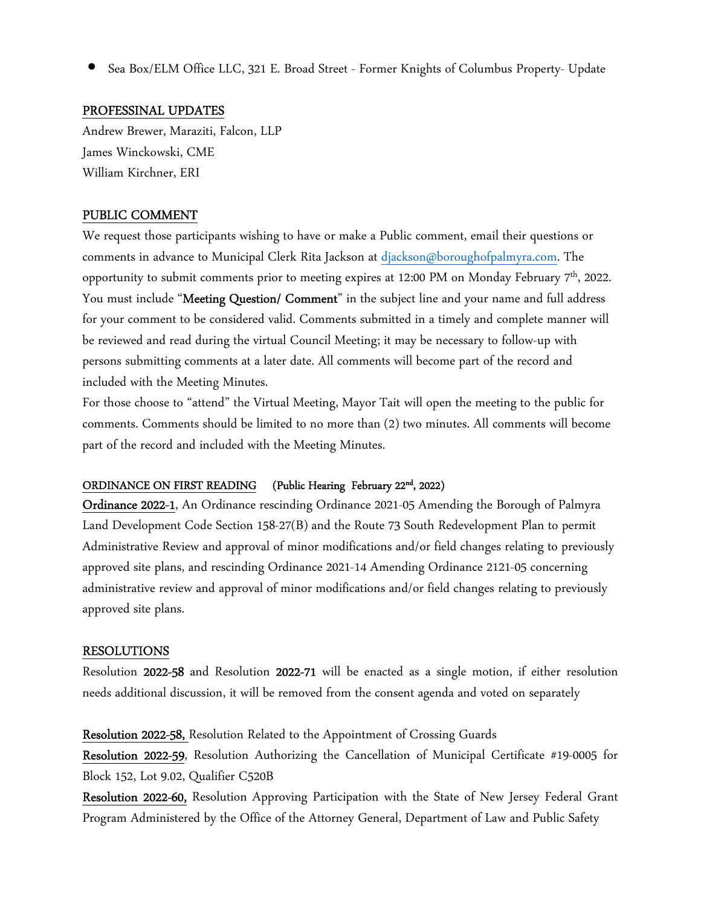- Sea Box/ELM Office LLC, 321 E. Broad Street - Former Knights of Columbus Property- Update

## PROFESSINAL UPDATES

Andrew Brewer, Maraziti, Falcon, LLP
James Winckowski, CME
William Kirchner, ERI

## PUBLIC COMMENT

We request those participants wishing to have or make a Public comment, email their questions or comments in advance to Municipal Clerk Rita Jackson at djackson@boroughofpalmyra.com. The opportunity to submit comments prior to meeting expires at 12:00 PM on Monday February 7th, 2022. You must include "**Meeting Question/ Comment**" in the subject line and your name and full address for your comment to be considered valid. Comments submitted in a timely and complete manner will be reviewed and read during the virtual Council Meeting; it may be necessary to follow-up with persons submitting comments at a later date. All comments will become part of the record and included with the Meeting Minutes.

For those choose to "attend" the Virtual Meeting, Mayor Tait will open the meeting to the public for comments. Comments should be limited to no more than (2) two minutes. All comments will become part of the record and included with the Meeting Minutes.

## ORDINANCE ON FIRST READING **(Public Hearing February 22nd, 2022)**

**Ordinance 2022-1**, An Ordinance rescinding Ordinance 2021-05 Amending the Borough of Palmyra Land Development Code Section 158-27(B) and the Route 73 South Redevelopment Plan to permit Administrative Review and approval of minor modifications and/or field changes relating to previously approved site plans, and rescinding Ordinance 2021-14 Amending Ordinance 2121-05 concerning administrative review and approval of minor modifications and/or field changes relating to previously approved site plans.

## RESOLUTIONS

Resolution **2022-58** and Resolution **2022-71** will be enacted as a single motion, if either resolution needs additional discussion, it will be removed from the consent agenda and voted on separately

**Resolution 2022-58,** Resolution Related to the Appointment of Crossing Guards

**Resolution 2022-59**, Resolution Authorizing the Cancellation of Municipal Certificate #19-0005 for Block 152, Lot 9.02, Qualifier C520B

**Resolution 2022-60,** Resolution Approving Participation with the State of New Jersey Federal Grant Program Administered by the Office of the Attorney General, Department of Law and Public Safety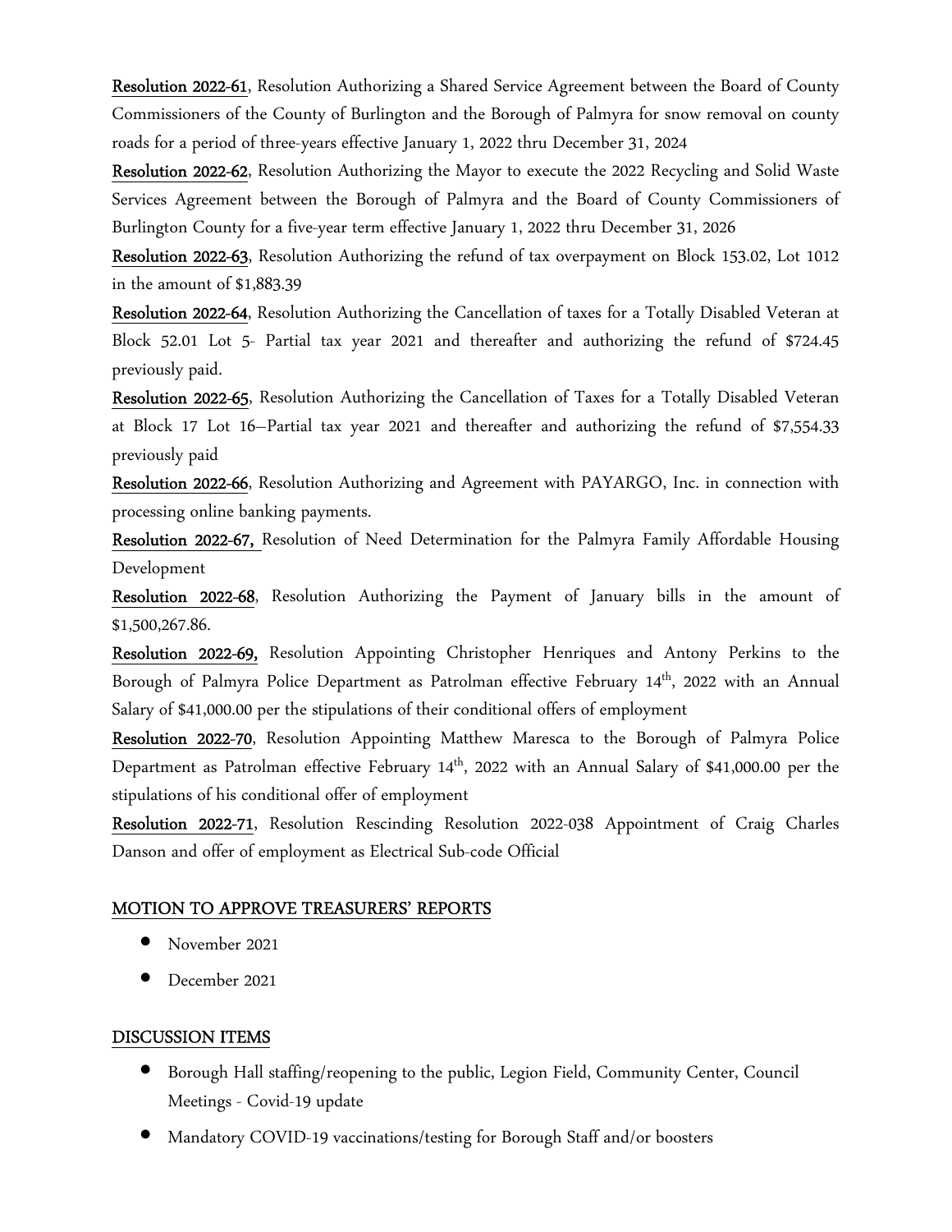**Resolution 2022-61**, Resolution Authorizing a Shared Service Agreement between the Board of County Commissioners of the County of Burlington and the Borough of Palmyra for snow removal on county roads for a period of three-years effective January 1, 2022 thru December 31, 2024

**Resolution 2022-62**, Resolution Authorizing the Mayor to execute the 2022 Recycling and Solid Waste Services Agreement between the Borough of Palmyra and the Board of County Commissioners of Burlington County for a five-year term effective January 1, 2022 thru December 31, 2026

**Resolution 2022-63**, Resolution Authorizing the refund of tax overpayment on Block 153.02, Lot 1012 in the amount of $1,883.39

**Resolution 2022-64**, Resolution Authorizing the Cancellation of taxes for a Totally Disabled Veteran at Block 52.01 Lot 5- Partial tax year 2021 and thereafter and authorizing the refund of $724.45 previously paid.

**Resolution 2022-65**, Resolution Authorizing the Cancellation of Taxes for a Totally Disabled Veteran at Block 17 Lot 16—Partial tax year 2021 and thereafter and authorizing the refund of $7,554.33 previously paid

**Resolution 2022-66**, Resolution Authorizing and Agreement with PAYARGO, Inc. in connection with processing online banking payments.

**Resolution 2022-67,** Resolution of Need Determination for the Palmyra Family Affordable Housing Development

**Resolution 2022-68**, Resolution Authorizing the Payment of January bills in the amount of $1,500,267.86.

**Resolution 2022-69,** Resolution Appointing Christopher Henriques and Antony Perkins to the Borough of Palmyra Police Department as Patrolman effective February 14th, 2022 with an Annual Salary of $41,000.00 per the stipulations of their conditional offers of employment

**Resolution 2022-70**, Resolution Appointing Matthew Maresca to the Borough of Palmyra Police Department as Patrolman effective February 14th, 2022 with an Annual Salary of $41,000.00 per the stipulations of his conditional offer of employment

**Resolution 2022-71**, Resolution Rescinding Resolution 2022-038 Appointment of Craig Charles Danson and offer of employment as Electrical Sub-code Official

## MOTION TO APPROVE TREASURERS' REPORTS

- November 2021
- December 2021

## DISCUSSION ITEMS

- Borough Hall staffing/reopening to the public, Legion Field, Community Center, Council Meetings - Covid-19 update
- Mandatory COVID-19 vaccinations/testing for Borough Staff and/or boosters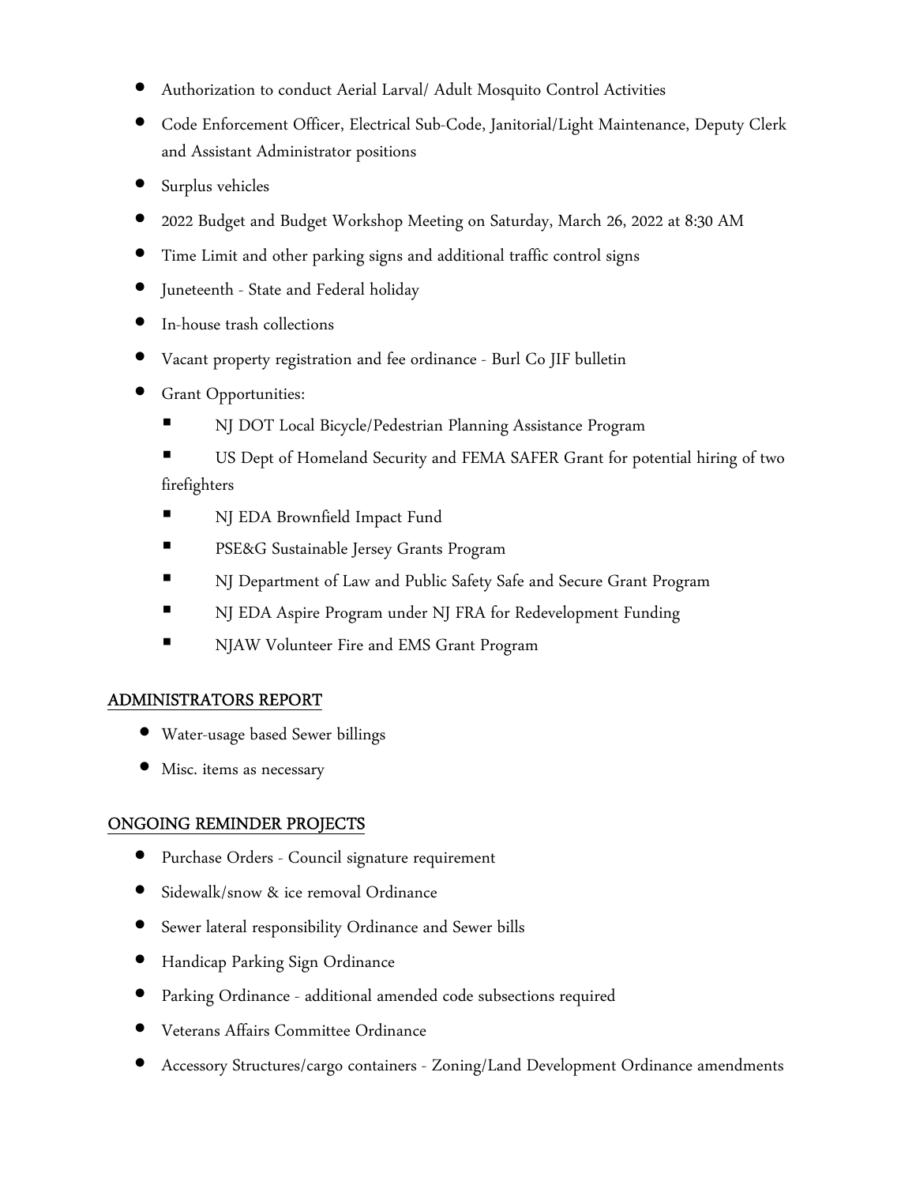- Authorization to conduct Aerial Larval/ Adult Mosquito Control Activities
- Code Enforcement Officer, Electrical Sub-Code, Janitorial/Light Maintenance, Deputy Clerk and Assistant Administrator positions
- Surplus vehicles
- 2022 Budget and Budget Workshop Meeting on Saturday, March 26, 2022 at 8:30 AM
- Time Limit and other parking signs and additional traffic control signs
- Juneteenth - State and Federal holiday
- In-house trash collections
- Vacant property registration and fee ordinance - Burl Co JIF bulletin
- Grant Opportunities:
    - NJ DOT Local Bicycle/Pedestrian Planning Assistance Program
    - US Dept of Homeland Security and FEMA SAFER Grant for potential hiring of two firefighters
    - NJ EDA Brownfield Impact Fund
    - PSE&G Sustainable Jersey Grants Program
    - NJ Department of Law and Public Safety Safe and Secure Grant Program
    - NJ EDA Aspire Program under NJ FRA for Redevelopment Funding
    - NJAW Volunteer Fire and EMS Grant Program

## ADMINISTRATORS REPORT

- Water-usage based Sewer billings
- Misc. items as necessary

## ONGOING REMINDER PROJECTS

- Purchase Orders - Council signature requirement
- Sidewalk/snow & ice removal Ordinance
- Sewer lateral responsibility Ordinance and Sewer bills
- Handicap Parking Sign Ordinance
- Parking Ordinance - additional amended code subsections required
- Veterans Affairs Committee Ordinance
- Accessory Structures/cargo containers - Zoning/Land Development Ordinance amendments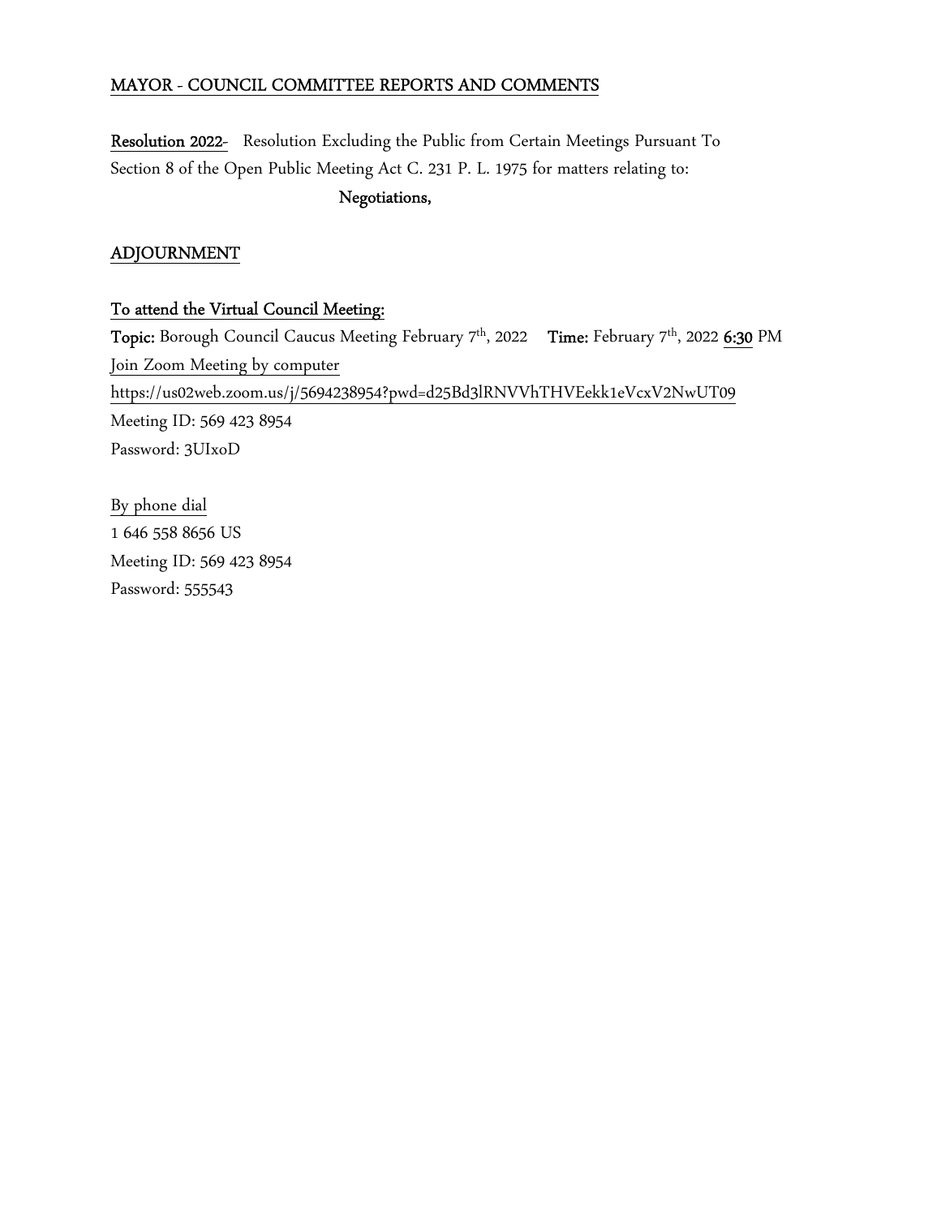MAYOR - COUNCIL COMMITTEE REPORTS AND COMMENTS

**Resolution 2022-** Resolution Excluding the Public from Certain Meetings Pursuant To Section 8 of the Open Public Meeting Act C. 231 P. L. 1975 for matters relating to:

**Negotiations,**

ADJOURNMENT

To attend the Virtual Council Meeting:

**Topic:** Borough Council Caucus Meeting February 7th, 2022 **Time:** February 7th, 2022 **6:30** PM

Join Zoom Meeting by computer

https://us02web.zoom.us/j/5694238954?pwd=d25Bd3lRNVVhTHVEekk1eVcxV2NwUT09

Meeting ID: 569 423 8954

Password: 3UIxoD

By phone dial

1 646 558 8656 US

Meeting ID: 569 423 8954

Password: 555543